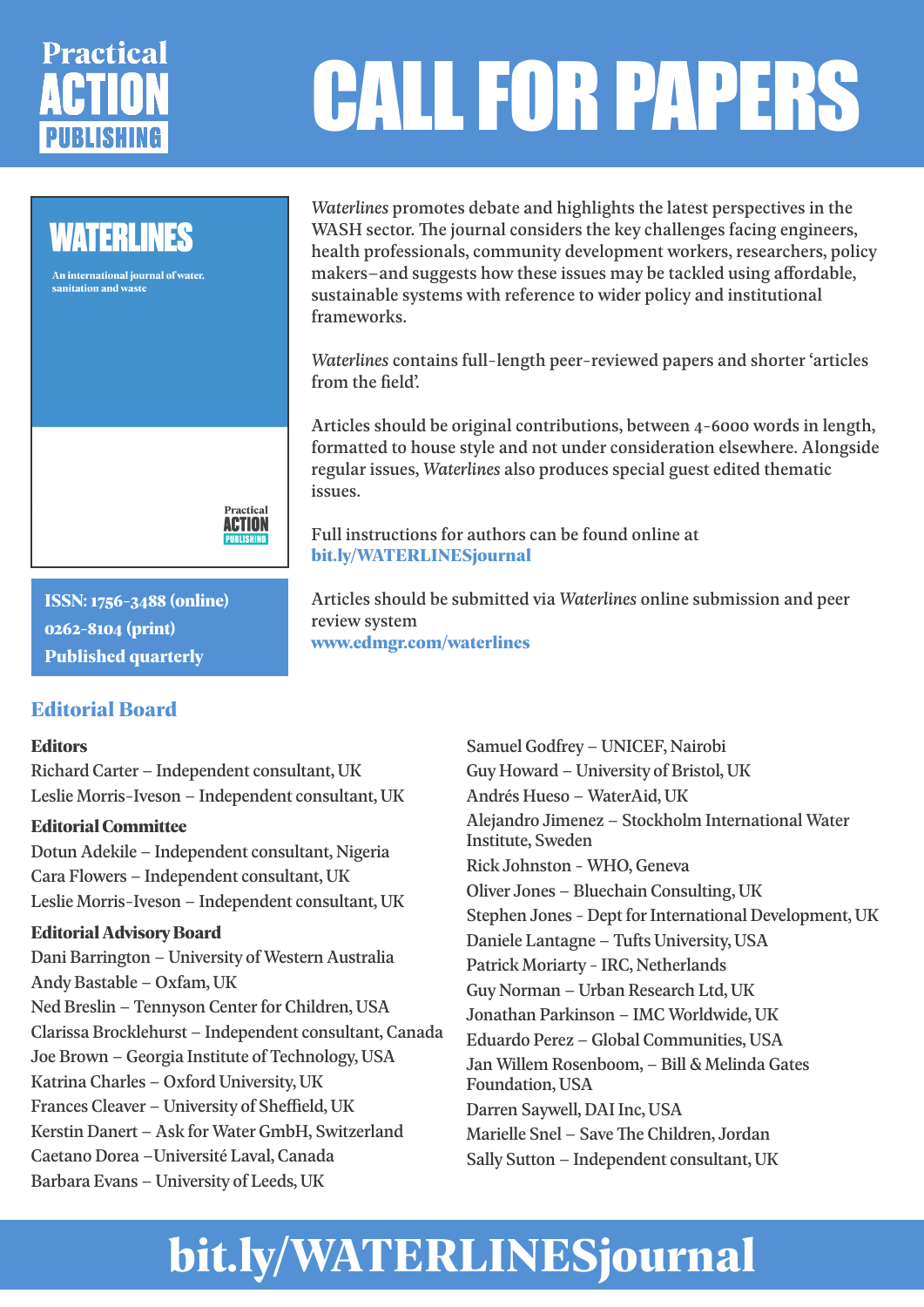Practical ACTION PUBLISHING

# CALL FOR PAPERS

## WATERLINES

An international journal of water, sanitation and waste

*Waterlines* promotes debate and highlights the latest perspectives in the WASH sector. The journal considers the key challenges facing engineers, health professionals, community development workers, researchers, policy makers–and suggests how these issues may be tackled using affordable, sustainable systems with reference to wider policy and institutional frameworks.

*Waterlines* contains full-length peer-reviewed papers and shorter 'articles from the field'.

Articles should be original contributions, between 4-6000 words in length, formatted to house style and not under consideration elsewhere. Alongside regular issues, *Waterlines* also produces special guest edited thematic issues.

Full instructions for authors can be found online at
**bit.ly/WATERLINESjournal**

Articles should be submitted via *Waterlines* online submission and peer review system
**www.edmgr.com/waterlines**

**ISSN: 1756-3488 (online)**
**0262-8104 (print)**
**Published quarterly**

## Editorial Board

### Editors

Richard Carter – Independent consultant, UK
Leslie Morris-Iveson – Independent consultant, UK

### Editorial Committee

Dotun Adekile – Independent consultant, Nigeria
Cara Flowers – Independent consultant, UK
Leslie Morris-Iveson – Independent consultant, UK

### Editorial Advisory Board

Dani Barrington – University of Western Australia
Andy Bastable – Oxfam, UK
Ned Breslin – Tennyson Center for Children, USA
Clarissa Brocklehurst – Independent consultant, Canada
Joe Brown – Georgia Institute of Technology, USA
Katrina Charles – Oxford University, UK
Frances Cleaver – University of Sheffield, UK
Kerstin Danert – Ask for Water GmbH, Switzerland
Caetano Dorea –Université Laval, Canada
Barbara Evans – University of Leeds, UK
Samuel Godfrey – UNICEF, Nairobi
Guy Howard – University of Bristol, UK
Andrés Hueso – WaterAid, UK
Alejandro Jimenez – Stockholm International Water Institute, Sweden
Rick Johnston - WHO, Geneva
Oliver Jones – Bluechain Consulting, UK
Stephen Jones - Dept for International Development, UK
Daniele Lantagne – Tufts University, USA
Patrick Moriarty - IRC, Netherlands
Guy Norman – Urban Research Ltd, UK
Jonathan Parkinson – IMC Worldwide, UK
Eduardo Perez – Global Communities, USA
Jan Willem Rosenboom, – Bill & Melinda Gates Foundation, USA
Darren Saywell, DAI Inc, USA
Marielle Snel – Save The Children, Jordan
Sally Sutton – Independent consultant, UK

# bit.ly/WATERLINESjournal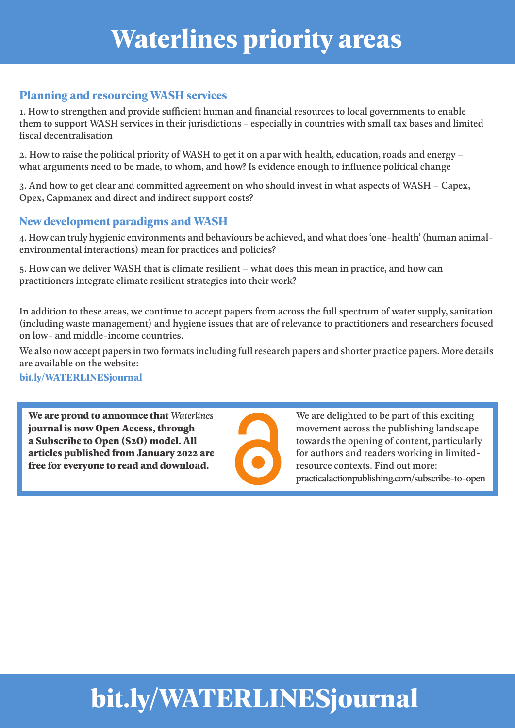# Waterlines priority areas

## Planning and resourcing WASH services

1. How to strengthen and provide sufficient human and financial resources to local governments to enable them to support WASH services in their jurisdictions - especially in countries with small tax bases and limited fiscal decentralisation

2. How to raise the political priority of WASH to get it on a par with health, education, roads and energy – what arguments need to be made, to whom, and how? Is evidence enough to influence political change

3. And how to get clear and committed agreement on who should invest in what aspects of WASH – Capex, Opex, Capmanex and direct and indirect support costs?

## New development paradigms and WASH

4. How can truly hygienic environments and behaviours be achieved, and what does 'one-health' (human animal-environmental interactions) mean for practices and policies?

5. How can we deliver WASH that is climate resilient – what does this mean in practice, and how can practitioners integrate climate resilient strategies into their work?

In addition to these areas, we continue to accept papers from across the full spectrum of water supply, sanitation (including waste management) and hygiene issues that are of relevance to practitioners and researchers focused on low- and middle-income countries.

We also now accept papers in two formats including full research papers and shorter practice papers. More details are available on the website:

**bit.ly/WATERLINESjournal**

**We are proud to announce that *Waterlines* journal is now Open Access, through a Subscribe to Open (S2O) model. All articles published from January 2022 are free for everyone to read and download.**

We are delighted to be part of this exciting movement across the publishing landscape towards the opening of content, particularly for authors and readers working in limited-resource contexts. Find out more: practicalactionpublishing.com/subscribe-to-open

# bit.ly/WATERLINESjournal